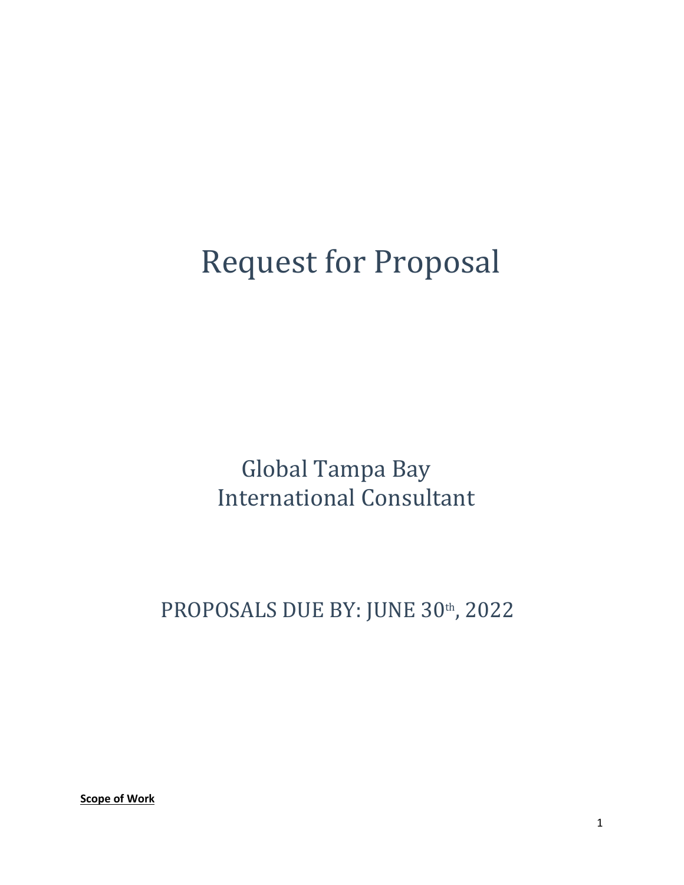# Request for Proposal

## Global Tampa Bay
## International Consultant

## PROPOSALS DUE BY: JUNE 30th, 2022

**Scope of Work**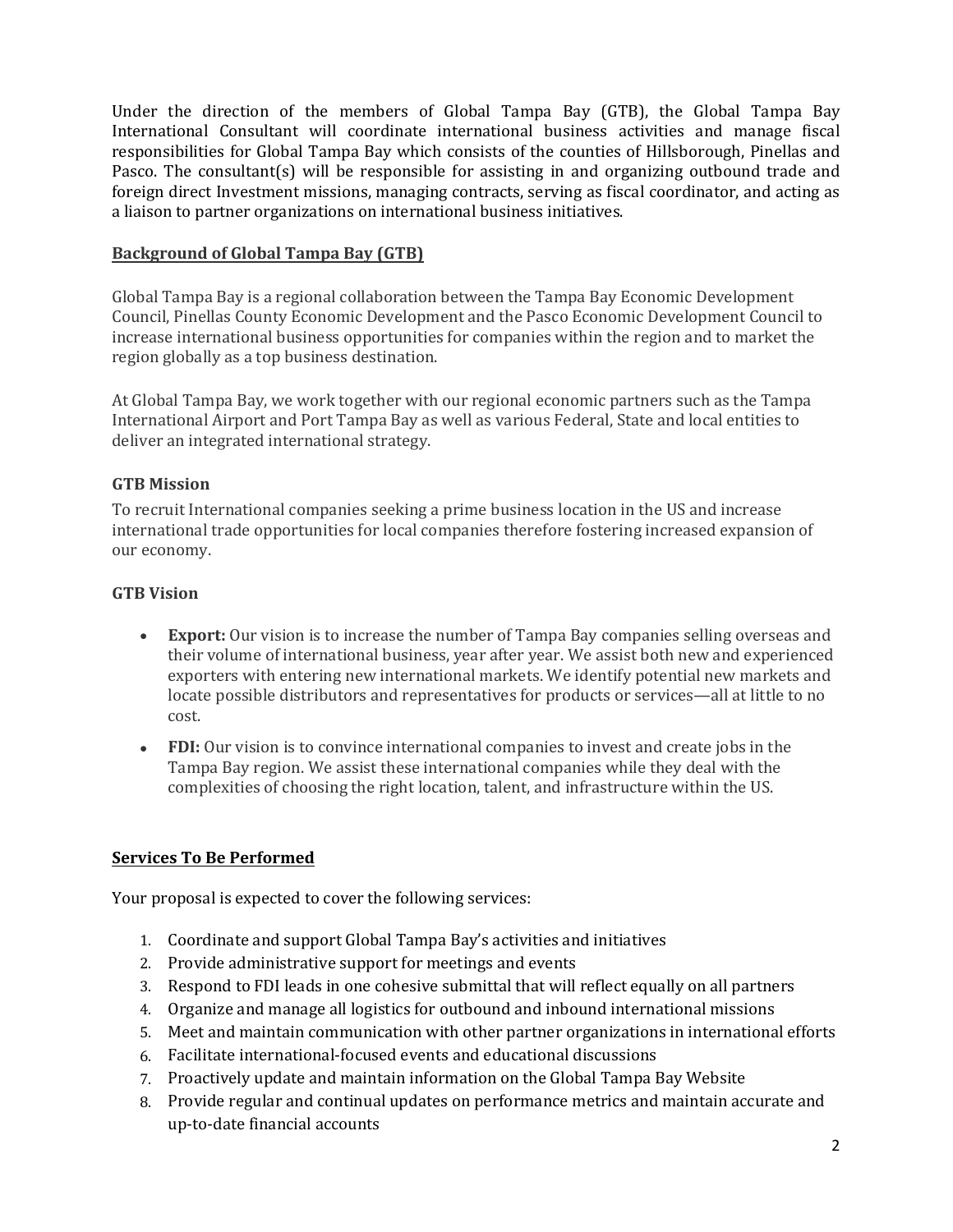Under the direction of the members of Global Tampa Bay (GTB), the Global Tampa Bay International Consultant will coordinate international business activities and manage fiscal responsibilities for Global Tampa Bay which consists of the counties of Hillsborough, Pinellas and Pasco. The consultant(s) will be responsible for assisting in and organizing outbound trade and foreign direct Investment missions, managing contracts, serving as fiscal coordinator, and acting as a liaison to partner organizations on international business initiatives.

## Background of Global Tampa Bay (GTB)

Global Tampa Bay is a regional collaboration between the Tampa Bay Economic Development Council, Pinellas County Economic Development and the Pasco Economic Development Council to increase international business opportunities for companies within the region and to market the region globally as a top business destination.

At Global Tampa Bay, we work together with our regional economic partners such as the Tampa International Airport and Port Tampa Bay as well as various Federal, State and local entities to deliver an integrated international strategy.

### GTB Mission

To recruit International companies seeking a prime business location in the US and increase international trade opportunities for local companies therefore fostering increased expansion of our economy.

### GTB Vision

- **Export:** Our vision is to increase the number of Tampa Bay companies selling overseas and their volume of international business, year after year. We assist both new and experienced exporters with entering new international markets. We identify potential new markets and locate possible distributors and representatives for products or services—all at little to no cost.
- **FDI:** Our vision is to convince international companies to invest and create jobs in the Tampa Bay region. We assist these international companies while they deal with the complexities of choosing the right location, talent, and infrastructure within the US.

## Services To Be Performed

Your proposal is expected to cover the following services:

1. Coordinate and support Global Tampa Bay's activities and initiatives
2. Provide administrative support for meetings and events
3. Respond to FDI leads in one cohesive submittal that will reflect equally on all partners
4. Organize and manage all logistics for outbound and inbound international missions
5. Meet and maintain communication with other partner organizations in international efforts
6. Facilitate international-focused events and educational discussions
7. Proactively update and maintain information on the Global Tampa Bay Website
8. Provide regular and continual updates on performance metrics and maintain accurate and up-to-date financial accounts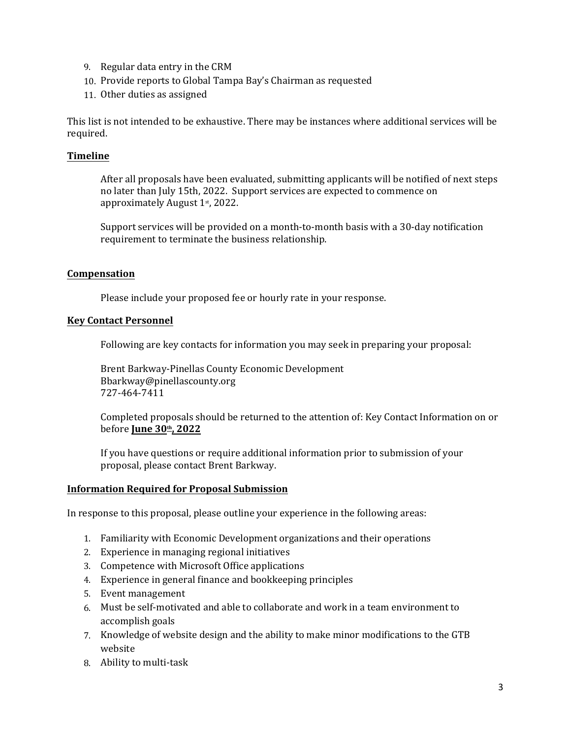9. Regular data entry in the CRM
10. Provide reports to Global Tampa Bay's Chairman as requested
11. Other duties as assigned

This list is not intended to be exhaustive. There may be instances where additional services will be required.

**Timeline**

After all proposals have been evaluated, submitting applicants will be notified of next steps no later than July 15th, 2022. Support services are expected to commence on approximately August 1st, 2022.

Support services will be provided on a month-to-month basis with a 30-day notification requirement to terminate the business relationship.

**Compensation**

Please include your proposed fee or hourly rate in your response.

**Key Contact Personnel**

Following are key contacts for information you may seek in preparing your proposal:

Brent Barkway-Pinellas County Economic Development
Bbarkway@pinellascounty.org
727-464-7411

Completed proposals should be returned to the attention of: Key Contact Information on or before **June 30th, 2022**

If you have questions or require additional information prior to submission of your proposal, please contact Brent Barkway.

**Information Required for Proposal Submission**

In response to this proposal, please outline your experience in the following areas:

1. Familiarity with Economic Development organizations and their operations
2. Experience in managing regional initiatives
3. Competence with Microsoft Office applications
4. Experience in general finance and bookkeeping principles
5. Event management
6. Must be self-motivated and able to collaborate and work in a team environment to accomplish goals
7. Knowledge of website design and the ability to make minor modifications to the GTB website
8. Ability to multi-task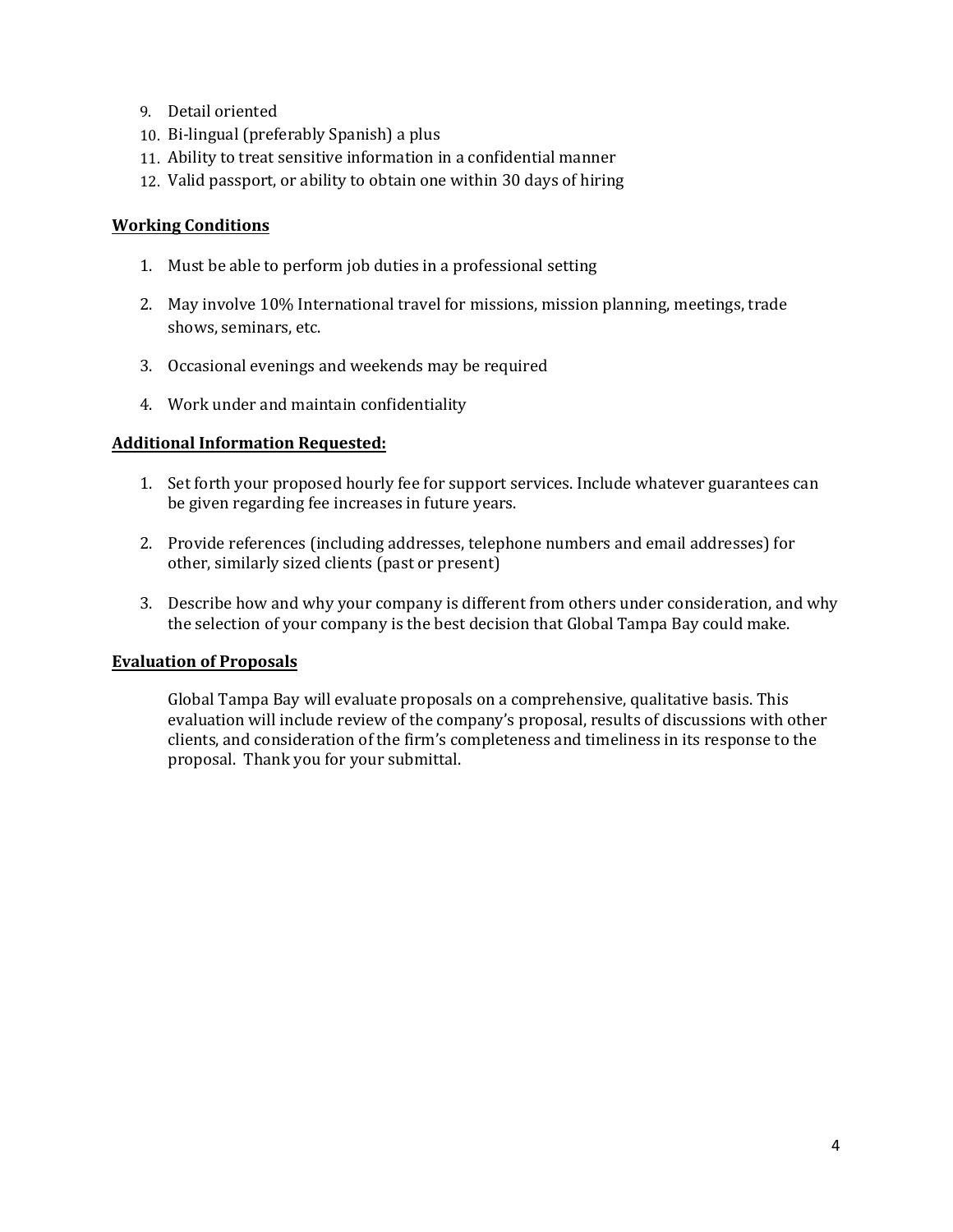9. Detail oriented
10. Bi-lingual (preferably Spanish) a plus
11. Ability to treat sensitive information in a confidential manner
12. Valid passport, or ability to obtain one within 30 days of hiring

**Working Conditions**

1. Must be able to perform job duties in a professional setting
2. May involve 10% International travel for missions, mission planning, meetings, trade shows, seminars, etc.
3. Occasional evenings and weekends may be required
4. Work under and maintain confidentiality

**Additional Information Requested:**

1. Set forth your proposed hourly fee for support services. Include whatever guarantees can be given regarding fee increases in future years.
2. Provide references (including addresses, telephone numbers and email addresses) for other, similarly sized clients (past or present)
3. Describe how and why your company is different from others under consideration, and why the selection of your company is the best decision that Global Tampa Bay could make.

**Evaluation of Proposals**

Global Tampa Bay will evaluate proposals on a comprehensive, qualitative basis. This evaluation will include review of the company's proposal, results of discussions with other clients, and consideration of the firm's completeness and timeliness in its response to the proposal. Thank you for your submittal.